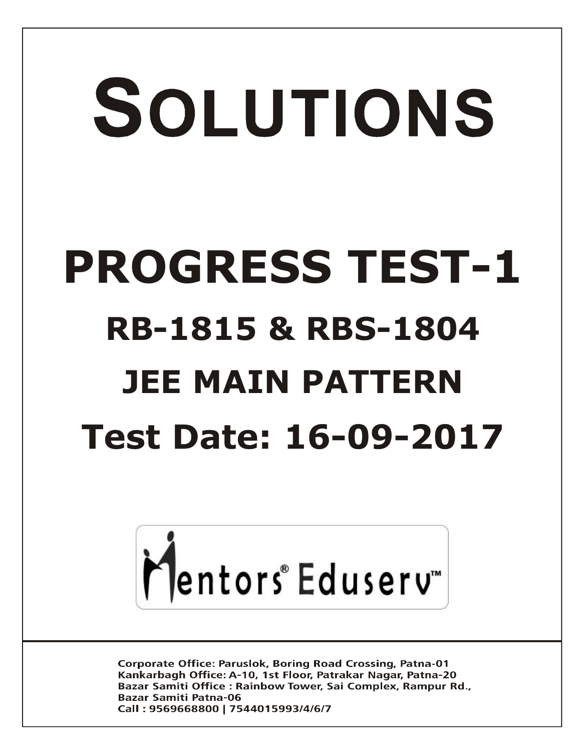# SOLUTIONS

# PROGRESS TEST-1

## RB-1815 & RBS-1804

## JEE MAIN PATTERN

## Test Date: 16-09-2017

Mentors® Eduserv™

Corporate Office: Paruslok, Boring Road Crossing, Patna-01
Kankarbagh Office: A-10, 1st Floor, Patrakar Nagar, Patna-20
Bazar Samiti Office : Rainbow Tower, Sai Complex, Rampur Rd., Bazar Samiti Patna-06
Call : 9569668800 | 7544015993/4/6/7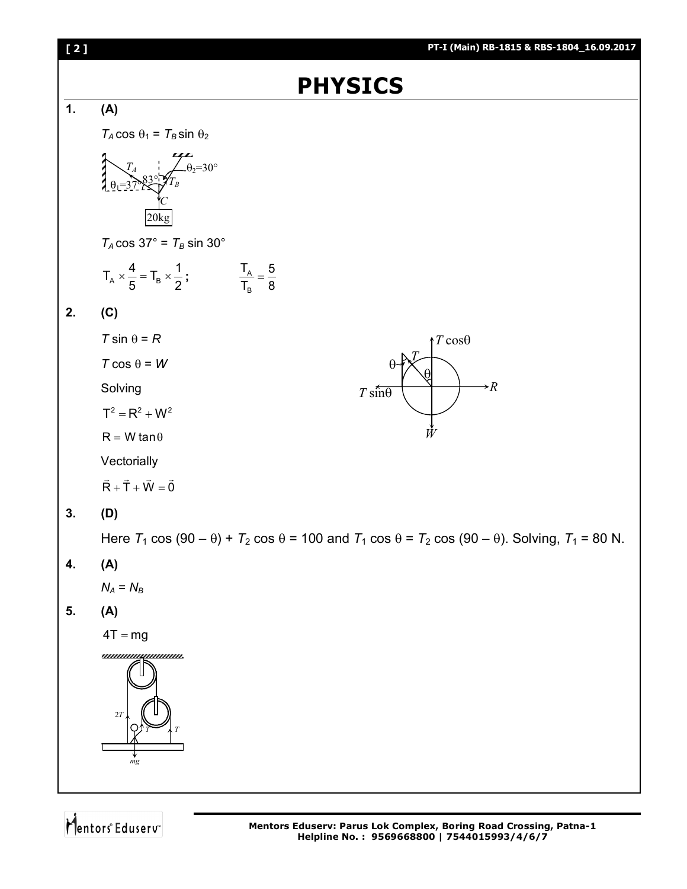# PHYSICS

**1. (A)**

$T_A \cos \theta_1 = T_B \sin \theta_2$

$T_A \cos 37° = T_B \sin 30°$

$T_A \times \frac{4}{5} = T_B \times \frac{1}{2}$;  $\frac{T_A}{T_B} = \frac{5}{8}$

**2. (C)**

$T \sin \theta = R$

$T \cos \theta = W$

Solving

$T^2 = R^2 + W^2$

$R = W \tan\theta$

Vectorially

$\vec{R} + \vec{T} + \vec{W} = \vec{0}$

**3. (D)**

Here $T_1 \cos (90 - \theta) + T_2 \cos \theta = 100$ and $T_1 \cos \theta = T_2 \cos (90 - \theta)$. Solving, $T_1 = 80$ N.

**4. (A)**

$N_A = N_B$

**5. (A)**

$4T = mg$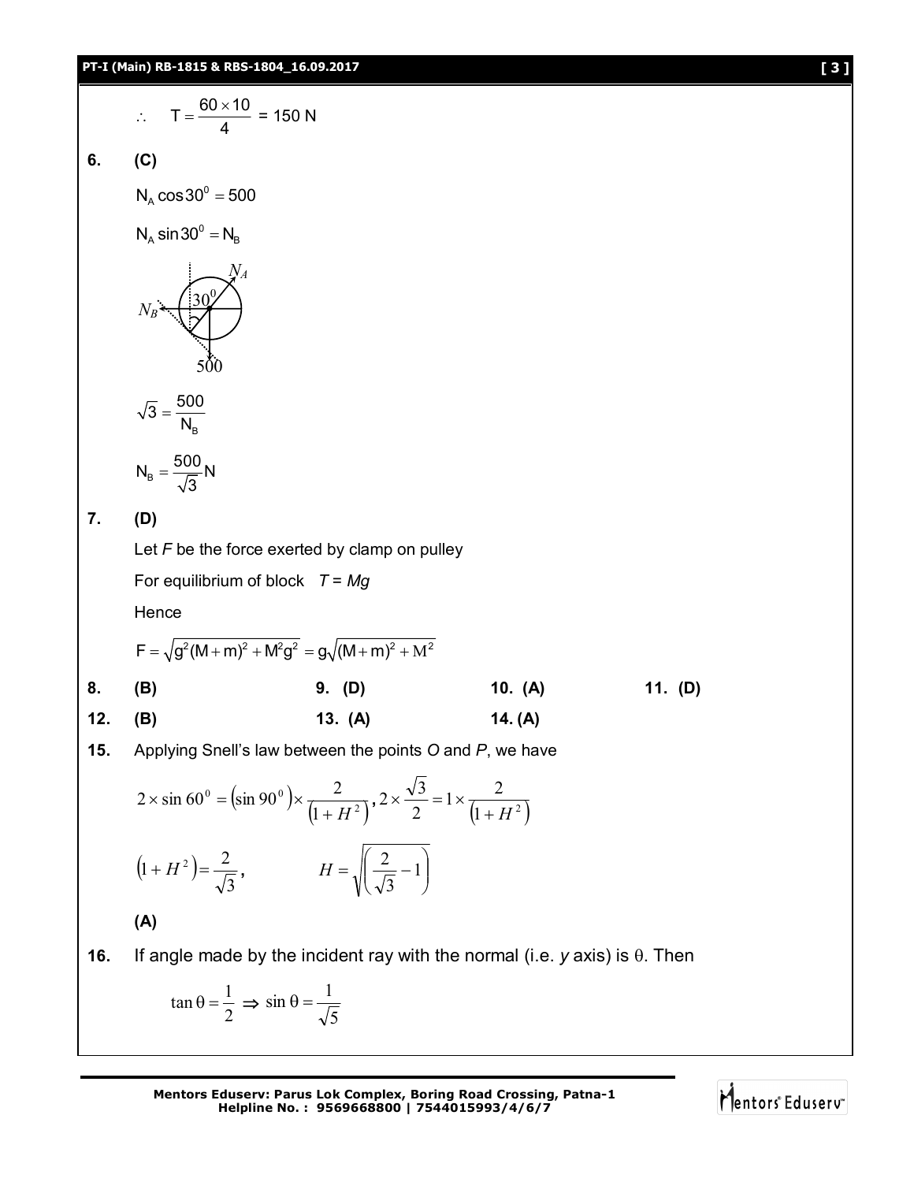$\therefore \quad T = \frac{60 \times 10}{4} = 150$ N

**6.** **(C)**

$N_A \cos 30^0 = 500$

$N_A \sin 30^0 = N_B$

$\sqrt{3} = \frac{500}{N_B}$

$N_B = \frac{500}{\sqrt{3}}$ N

**7.** **(D)**

Let *F* be the force exerted by clamp on pulley

For equilibrium of block $T = Mg$

Hence

$F = \sqrt{g^2(M+m)^2 + M^2g^2} = g\sqrt{(M+m)^2 + M^2}$

| | | | | | | | |
|---|---|---|---|---|---|---|---|
| **8.** | **(B)** | **9.** | **(D)** | **10.** | **(A)** | **11.** | **(D)** |
| **12.** | **(B)** | **13.** | **(A)** | **14.** | **(A)** | | |

**15.** Applying Snell's law between the points *O* and *P*, we have

$$2 \times \sin 60^0 = (\sin 90^0) \times \frac{2}{(1+H^2)}, 2 \times \frac{\sqrt{3}}{2} = 1 \times \frac{2}{(1+H^2)}$$

$$(1+H^2) = \frac{2}{\sqrt{3}}, \qquad H = \sqrt{\left(\frac{2}{\sqrt{3}} - 1\right)}$$

**(A)**

**16.** If angle made by the incident ray with the normal (i.e. *y* axis) is θ. Then

$$\tan\theta = \frac{1}{2} \Rightarrow \sin\theta = \frac{1}{\sqrt{5}}$$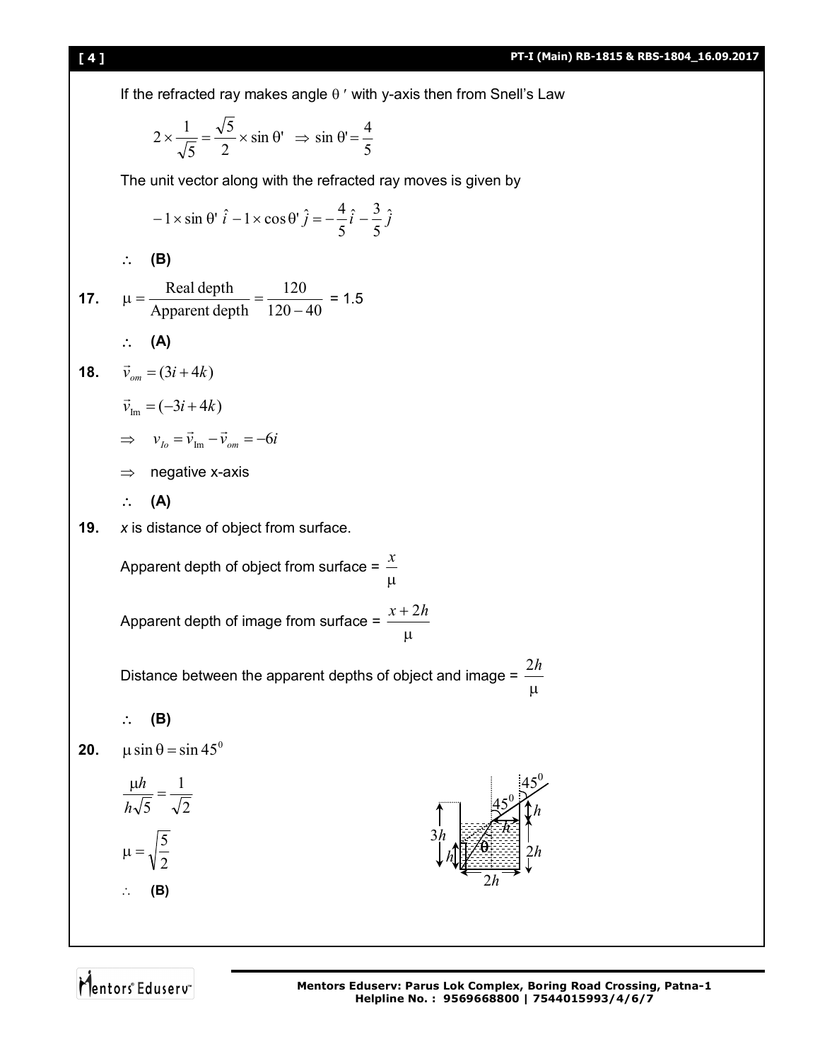If the refracted ray makes angle θ ′ with y-axis then from Snell's Law

$$2 \times \frac{1}{\sqrt{5}} = \frac{\sqrt{5}}{2} \times \sin \theta' \;\Rightarrow\; \sin \theta' = \frac{4}{5}$$

The unit vector along with the refracted ray moves is given by

$$-1 \times \sin \theta' \,\hat{i} - 1 \times \cos \theta' \,\hat{j} = -\frac{4}{5}\hat{i} - \frac{3}{5}\hat{j}$$

∴ **(B)**

**17.** $\mu = \dfrac{\text{Real depth}}{\text{Apparent depth}} = \dfrac{120}{120-40}$ = 1.5

∴ **(A)**

**18.** $\vec{v}_{om} = (3i + 4k)$

$\vec{v}_{\text{Im}} = (-3i + 4k)$

$\Rightarrow \quad v_{Io} = \vec{v}_{\text{Im}} - \vec{v}_{om} = -6i$

⇒ negative x-axis

∴ **(A)**

**19.** *x* is distance of object from surface.

Apparent depth of object from surface = $\dfrac{x}{\mu}$

Apparent depth of image from surface = $\dfrac{x+2h}{\mu}$

Distance between the apparent depths of object and image = $\dfrac{2h}{\mu}$

∴ **(B)**

**20.** $\mu \sin \theta = \sin 45^0$

$$\frac{\mu h}{h\sqrt{5}} = \frac{1}{\sqrt{2}}$$

$$\mu = \sqrt{\frac{5}{2}}$$

∴ **(B)**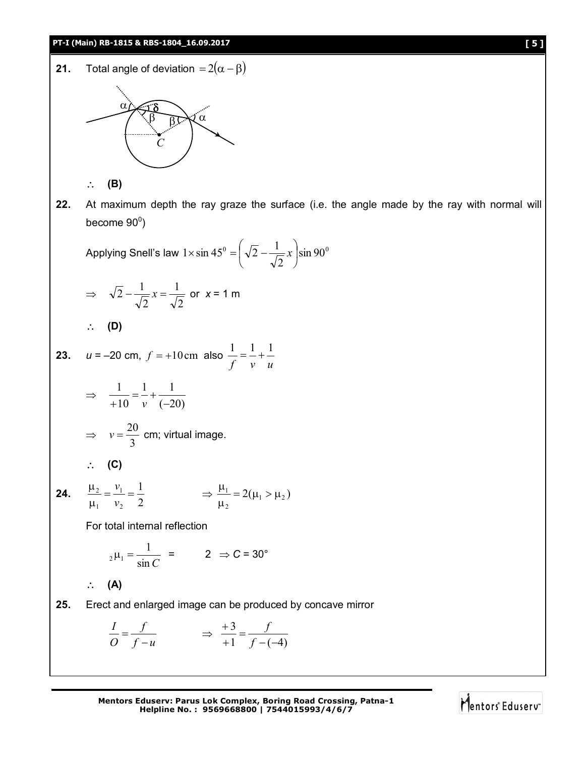**21.** Total angle of deviation $= 2(\alpha - \beta)$

$\therefore$ **(B)**

**22.** At maximum depth the ray graze the surface (i.e. the angle made by the ray with normal will become $90^0$)

Applying Snell's law $1 \times \sin 45^0 = \left(\sqrt{2} - \frac{1}{\sqrt{2}}x\right)\sin 90^0$

$\Rightarrow \quad \sqrt{2} - \frac{1}{\sqrt{2}}x = \frac{1}{\sqrt{2}}$ or $x$ = 1 m

$\therefore$ **(D)**

**23.** $u$ = –20 cm, $f = +10\,\text{cm}$ also $\frac{1}{f} = \frac{1}{v} + \frac{1}{u}$

$\Rightarrow \quad \frac{1}{+10} = \frac{1}{v} + \frac{1}{(-20)}$

$\Rightarrow \quad v = \frac{20}{3}$ cm; virtual image.

$\therefore$ **(C)**

**24.** $\frac{\mu_2}{\mu_1} = \frac{v_1}{v_2} = \frac{1}{2} \qquad \Rightarrow \frac{\mu_1}{\mu_2} = 2(\mu_1 > \mu_2)$

For total internal reflection

$_2\mu_1 = \frac{1}{\sin C} = 2 \Rightarrow C = 30°$

$\therefore$ **(A)**

**25.** Erect and enlarged image can be produced by concave mirror

$\frac{I}{O} = \frac{f}{f-u} \qquad \Rightarrow \frac{+3}{+1} = \frac{f}{f-(-4)}$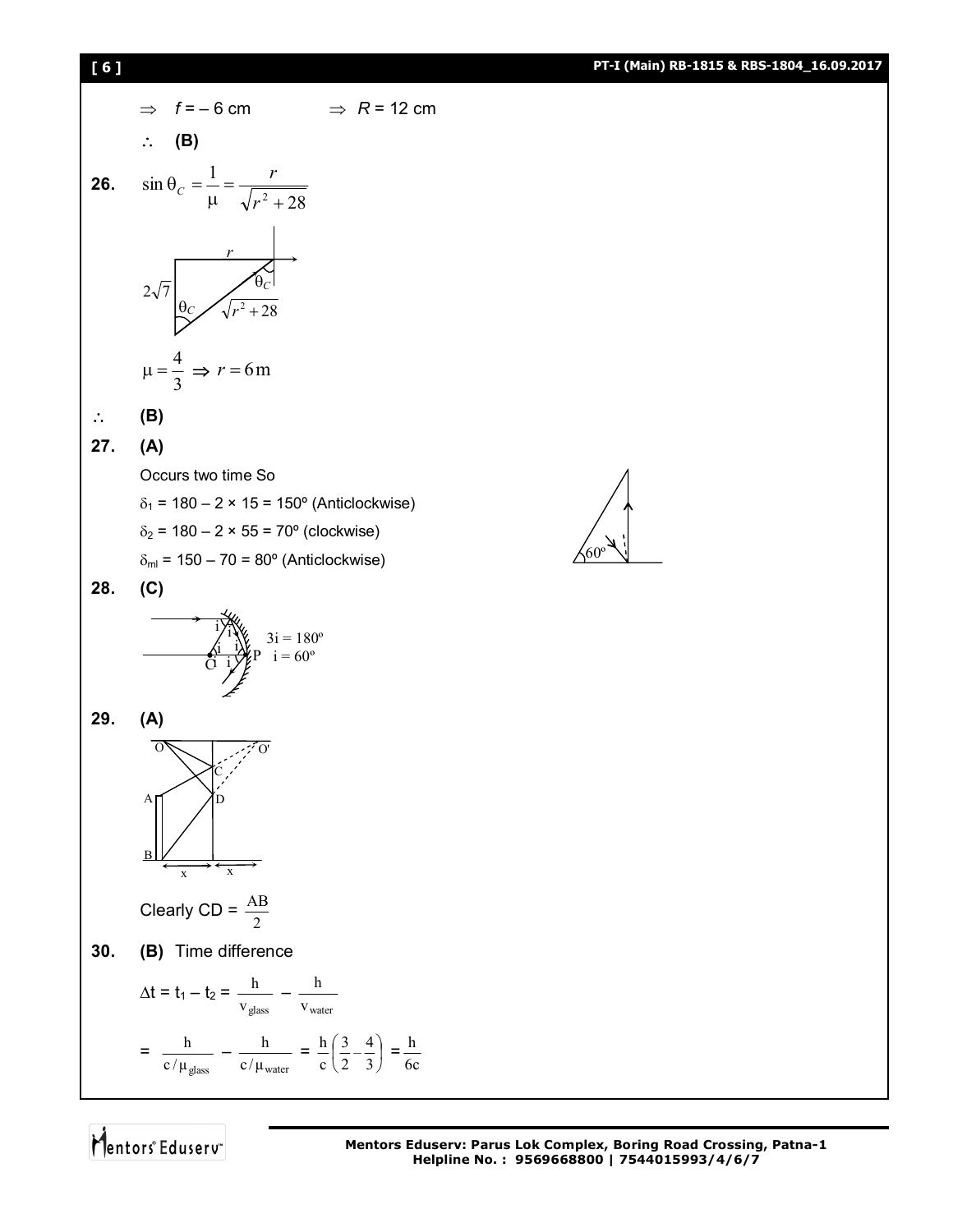$\Rightarrow$ $f = -6$ cm $\Rightarrow$ $R = 12$ cm

$\therefore$ **(B)**

**26.** $\sin\theta_C = \dfrac{1}{\mu} = \dfrac{r}{\sqrt{r^2+28}}$

$\mu = \dfrac{4}{3} \Rightarrow r = 6\,\text{m}$

$\therefore$ **(B)**

**27.** **(A)**

Occurs two time So

$\delta_1 = 180 - 2 \times 15 = 150^\circ$ (Anticlockwise)

$\delta_2 = 180 - 2 \times 55 = 70^\circ$ (clockwise)

$\delta_{ml} = 150 - 70 = 80^\circ$ (Anticlockwise)

**28.** **(C)**

$3i = 180^\circ$

$i = 60^\circ$

**29.** **(A)**

Clearly CD = $\dfrac{AB}{2}$

**30.** **(B)** Time difference

$\Delta t = t_1 - t_2 = \dfrac{h}{v_{\text{glass}}} - \dfrac{h}{v_{\text{water}}}$

$= \dfrac{h}{c/\mu_{\text{glass}}} - \dfrac{h}{c/\mu_{\text{water}}} = \dfrac{h}{c}\left(\dfrac{3}{2} - \dfrac{4}{3}\right) = \dfrac{h}{6c}$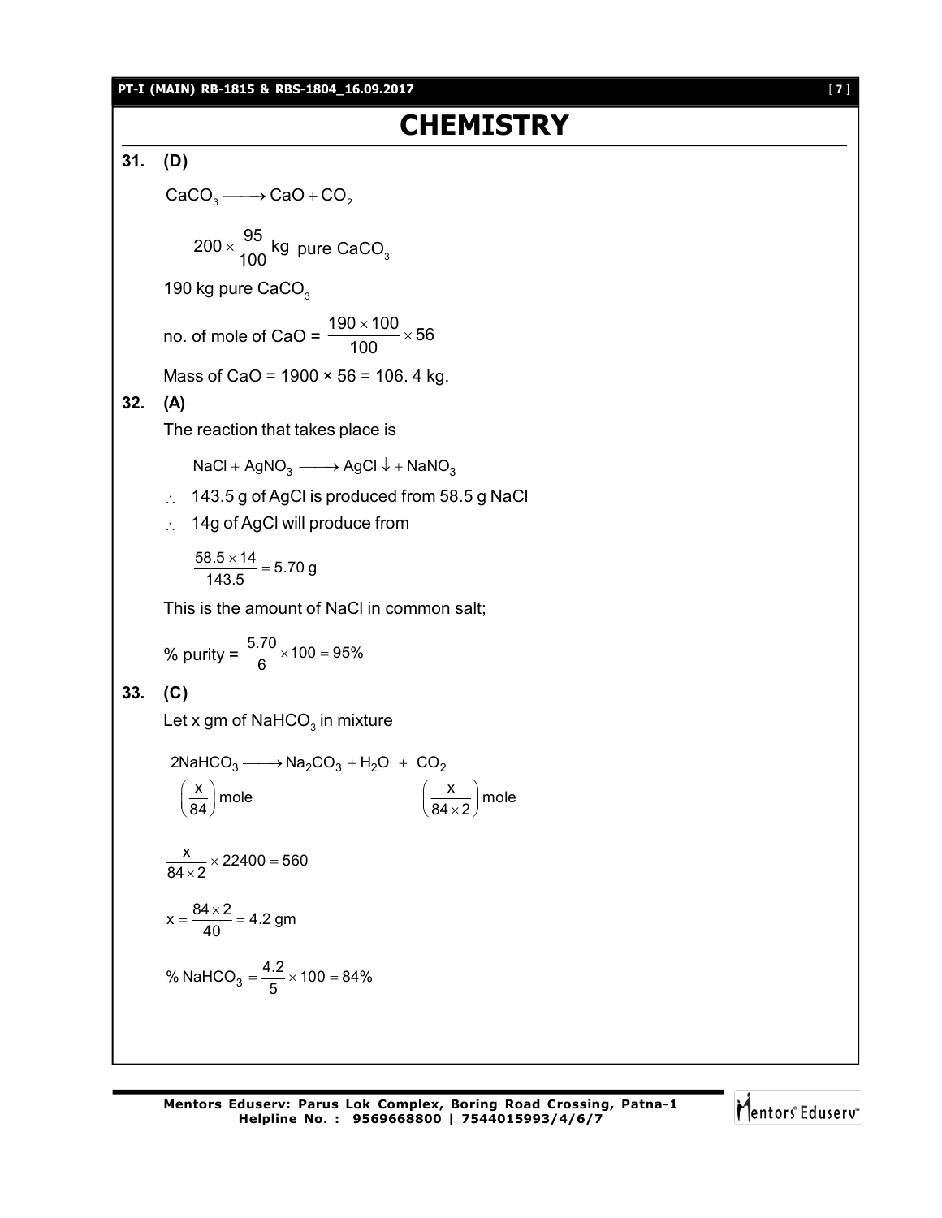# CHEMISTRY

**31. (D)**

$$CaCO_3 \longrightarrow CaO + CO_2$$

$$200 \times \frac{95}{100} \text{ kg pure } CaCO_3$$

190 kg pure $CaCO_3$

no. of mole of CaO = $\frac{190 \times 100}{100} \times 56$

Mass of CaO = 1900 × 56 = 106. 4 kg.

**32. (A)**

The reaction that takes place is

$$NaCl + AgNO_3 \longrightarrow AgCl \downarrow + NaNO_3$$

$\therefore$ 143.5 g of AgCl is produced from 58.5 g NaCl

$\therefore$ 14g of AgCl will produce from

$$\frac{58.5 \times 14}{143.5} = 5.70 \text{ g}$$

This is the amount of NaCl in common salt;

% purity = $\frac{5.70}{6} \times 100 = 95\%$

**33. (C)**

Let x gm of $NaHCO_3$ in mixture

$$2NaHCO_3 \longrightarrow Na_2CO_3 + H_2O + CO_2$$

$$\left(\frac{x}{84}\right) \text{mole} \qquad \qquad \left(\frac{x}{84 \times 2}\right) \text{mole}$$

$$\frac{x}{84 \times 2} \times 22400 = 560$$

$$x = \frac{84 \times 2}{40} = 4.2 \text{ gm}$$

$$\% \, NaHCO_3 = \frac{4.2}{5} \times 100 = 84\%$$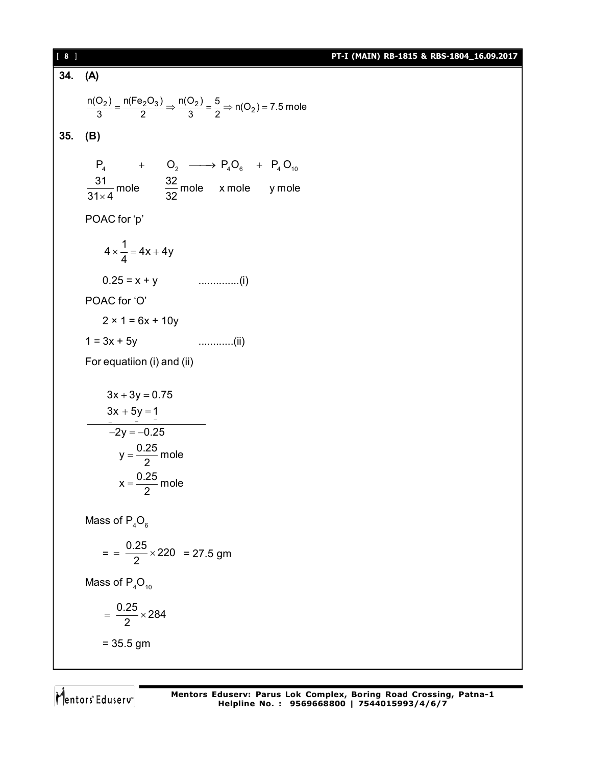**34. (A)**

$$\frac{n(O_2)}{3} = \frac{n(Fe_2O_3)}{2} \Rightarrow \frac{n(O_2)}{3} = \frac{5}{2} \Rightarrow n(O_2) = 7.5 \text{ mole}$$

**35. (B)**

$$\begin{array}{cccc} P_4 & + \quad O_2 & \longrightarrow P_4O_6 & + \quad P_4O_{10} \\ \frac{31}{31 \times 4}\text{ mole} & \frac{32}{32}\text{ mole} & x \text{ mole} & y \text{ mole} \end{array}$$

POAC for 'p'

$$4 \times \frac{1}{4} = 4x + 4y$$

$0.25 = x + y$ ..............(i)

POAC for 'O'

$2 \times 1 = 6x + 10y$

$1 = 3x + 5y$ ............(ii)

For equatiion (i) and (ii)

$$3x + 3y = 0.75$$

$$3x + 5y = 1$$

$$-2y = -0.25$$

$$y = \frac{0.25}{2} \text{ mole}$$

$$x = \frac{0.25}{2} \text{ mole}$$

Mass of $P_4O_6$

$$= = \frac{0.25}{2} \times 220 = 27.5 \text{ gm}$$

Mass of $P_4O_{10}$

$$= \frac{0.25}{2} \times 284$$

$= 35.5$ gm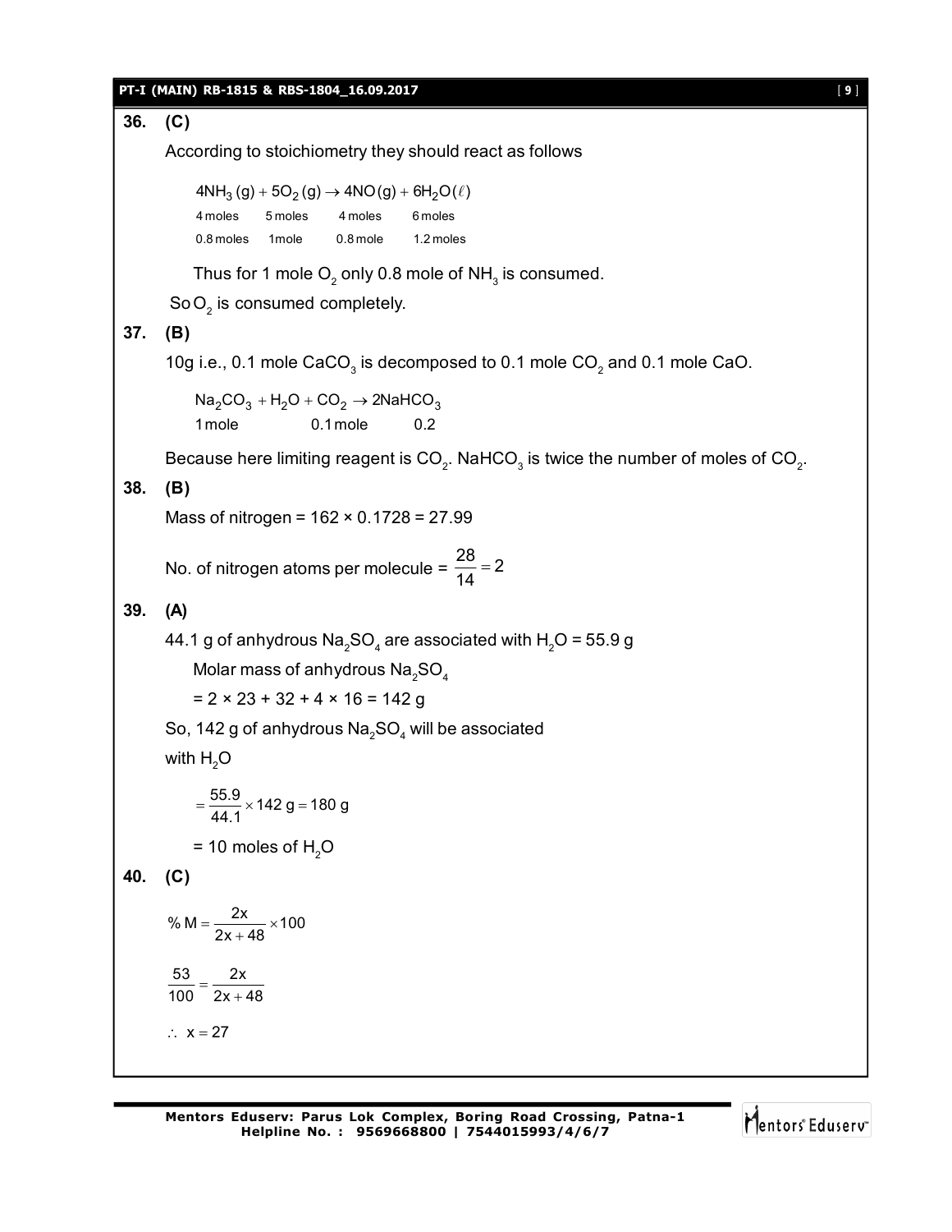**36. (C)**

According to stoichiometry they should react as follows

$$\begin{array}{cccc} 4NH_3(g) + 5O_2(g) \rightarrow 4NO(g) + 6H_2O(\ell) \\ \text{4 moles} \quad \text{5 moles} \quad \text{4 moles} \quad \text{6 moles} \\ \text{0.8 moles} \quad \text{1 mole} \quad \text{0.8 mole} \quad \text{1.2 moles} \end{array}$$

Thus for 1 mole $O_2$ only 0.8 mole of $NH_3$ is consumed.

So $O_2$ is consumed completely.

**37. (B)**

10g i.e., 0.1 mole $CaCO_3$ is decomposed to 0.1 mole $CO_2$ and 0.1 mole CaO.

$$\begin{array}{c} Na_2CO_3 + H_2O + CO_2 \rightarrow 2NaHCO_3 \\ \text{1 mole} \qquad \text{0.1 mole} \qquad 0.2 \end{array}$$

Because here limiting reagent is $CO_2$. $NaHCO_3$ is twice the number of moles of $CO_2$.

**38. (B)**

Mass of nitrogen = 162 × 0.1728 = 27.99

No. of nitrogen atoms per molecule = $\frac{28}{14} = 2$

**39. (A)**

44.1 g of anhydrous $Na_2SO_4$ are associated with $H_2O$ = 55.9 g

Molar mass of anhydrous $Na_2SO_4$

= 2 × 23 + 32 + 4 × 16 = 142 g

So, 142 g of anhydrous $Na_2SO_4$ will be associated with $H_2O$

$= \frac{55.9}{44.1} \times 142 \text{ g} = 180 \text{ g}$

= 10 moles of $H_2O$

**40. (C)**

$$\% M = \frac{2x}{2x + 48} \times 100$$

$$\frac{53}{100} = \frac{2x}{2x + 48}$$

$\therefore \; x = 27$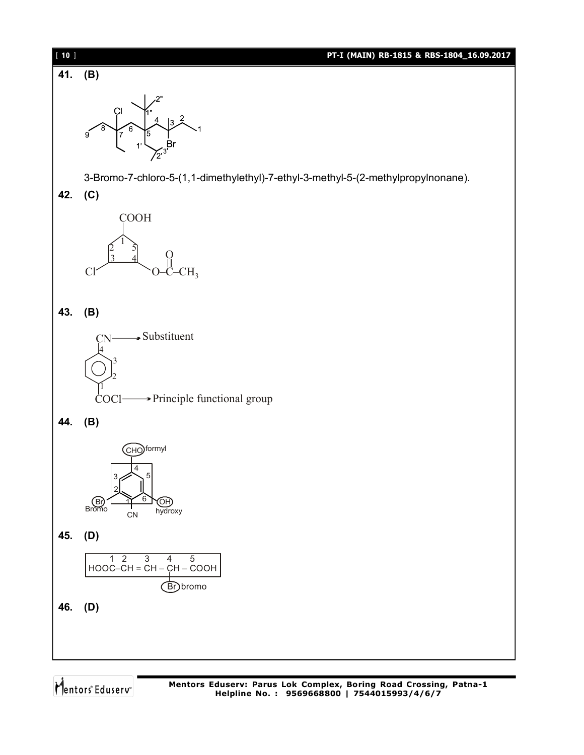**41. (B)**

3-Bromo-7-chloro-5-(1,1-dimethylethyl)-7-ethyl-3-methyl-5-(2-methylpropylnonane).

**42. (C)**

**43. (B)**

CN ⟶ Substituent

COCl ⟶ Principle functional group

**44. (B)**

CHO formyl

Br Bromo

OH hydroxy

CN

**45. (D)**

$$\overset{1}{HOOC}-\overset{2}{CH}=\overset{3}{CH}-\underset{Br}{\overset{4}{CH}}-\overset{5}{COOH}$$

Br bromo

**46. (D)**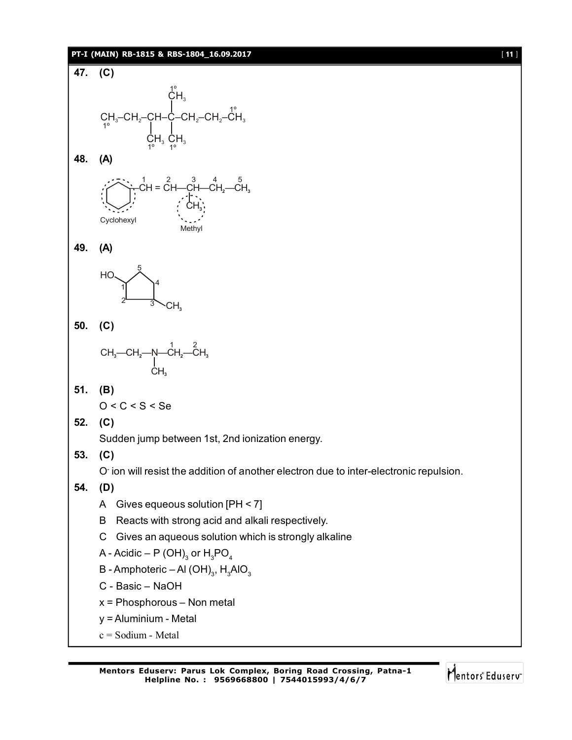**47. (C)**

$$CH_3–CH_2–CH(CH_3)–C(CH_3)_2–CH_2–CH_2–CH_3$$

(Primary carbons marked 1°: the terminal $CH_3$ groups and the methyl substituents)

**48. (A)**

Cyclohexyl–$\overset{1}{CH}$ = $\overset{2}{CH}$—$\overset{3}{CH}(CH_3)$—$\overset{4}{CH_2}$—$\overset{5}{CH_3}$

Cyclohexyl

Methyl

**49. (A)**

HO at C-1 of cyclopentane ring (numbered 1 to 5), $CH_3$ at C-3

**50. (C)**

$$CH_3—CH_2—N(CH_3)—\overset{1}{CH_2}—\overset{2}{CH_3}$$

**51. (B)**

O < C < S < Se

**52. (C)**

Sudden jump between 1st, 2nd ionization energy.

**53. (C)**

$O^-$ ion will resist the addition of another electron due to inter-electronic repulsion.

**54. (D)**

A Gives equeous solution [PH < 7]

B Reacts with strong acid and alkali respectively.

C Gives an aqueous solution which is strongly alkaline

A - Acidic – $P(OH)_3$ or $H_3PO_4$

B - Amphoteric – $Al(OH)_3$, $H_3AlO_3$

C - Basic – NaOH

x = Phosphorous – Non metal

y = Aluminium - Metal

c = Sodium - Metal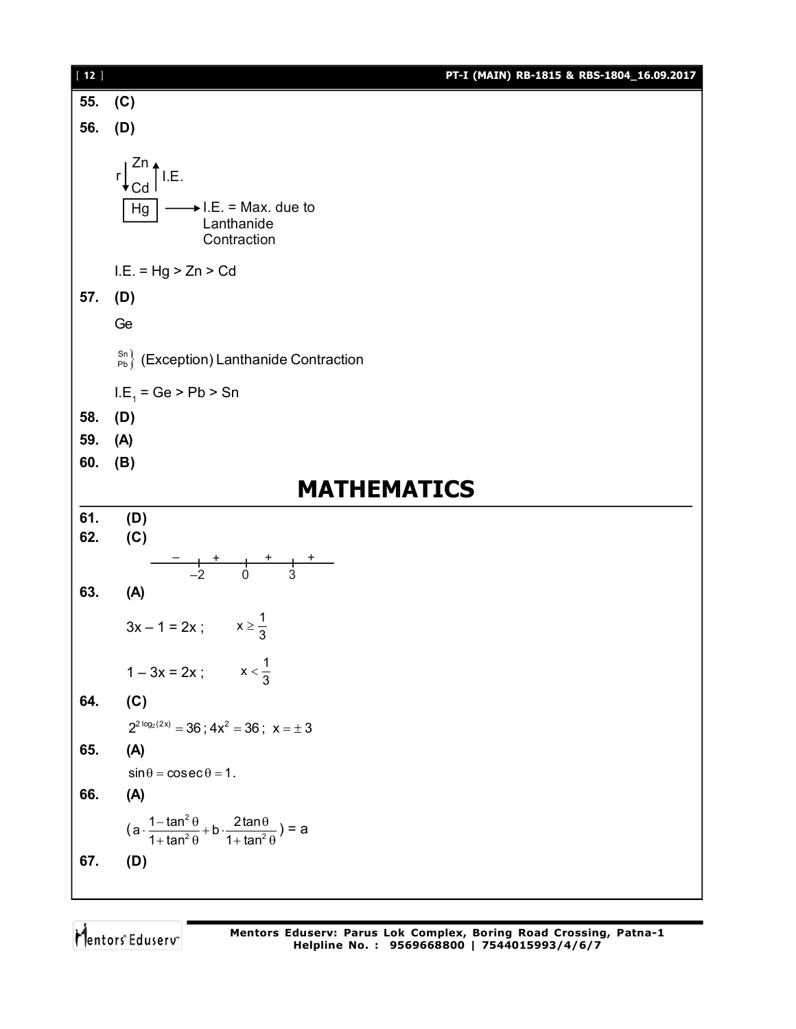**55. (C)**

**56. (D)**

r ↓ Zn, Cd ↑ I.E.

Hg ⟶ I.E. = Max. due to Lanthanide Contraction

I.E. = Hg > Zn > Cd

**57. (D)**

Ge

Sn, Pb } (Exception) Lanthanide Contraction

$I.E_1$ = Ge > Pb > Sn

**58. (D)**

**59. (A)**

**60. (B)**

# MATHEMATICS

**61. (D)**

**62. (C)**

Sign scheme: – (left of –2), + (between –2 and 0), + (between 0 and 3), + (right of 3); points –2, 0, 3

**63. (A)**

$3x - 1 = 2x$ ; $\quad x \geq \frac{1}{3}$

$1 - 3x = 2x$ ; $\quad x < \frac{1}{3}$

**64. (C)**

$2^{2\log_2(2x)} = 36 \,;\, 4x^2 = 36 \,;\; x = \pm 3$

**65. (A)**

$\sin\theta = \text{cosec}\,\theta = 1.$

**66. (A)**

$\left(a \cdot \frac{1-\tan^2\theta}{1+\tan^2\theta} + b \cdot \frac{2\tan\theta}{1+\tan^2\theta}\right) = a$

**67. (D)**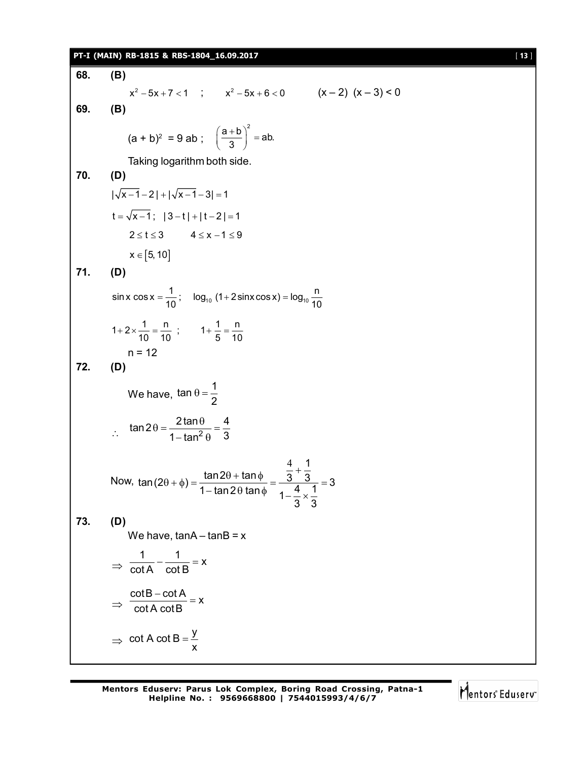**68. (B)**

$x^2 - 5x + 7 < 1$ ; $x^2 - 5x + 6 < 0$ $(x - 2)(x - 3) < 0$

**69. (B)**

$(a + b)^2 = 9ab$ ; $\left(\frac{a+b}{3}\right)^2 = ab.$

Taking logarithm both side.

**70. (D)**

$|\sqrt{x-1} - 2| + |\sqrt{x-1} - 3| = 1$

$t = \sqrt{x-1}$; $|3 - t| + |t - 2| = 1$

$2 \le t \le 3$ $4 \le x - 1 \le 9$

$x \in [5, 10]$

**71. (D)**

$\sin x \cos x = \frac{1}{10}$; $\log_{10}(1 + 2\sin x \cos x) = \log_{10}\frac{n}{10}$

$1 + 2 \times \frac{1}{10} = \frac{n}{10}$ ; $1 + \frac{1}{5} = \frac{n}{10}$

$n = 12$

**72. (D)**

We have, $\tan\theta = \frac{1}{2}$

$\therefore$ $\tan 2\theta = \frac{2\tan\theta}{1 - \tan^2\theta} = \frac{4}{3}$

Now, $\tan(2\theta + \phi) = \frac{\tan 2\theta + \tan\phi}{1 - \tan 2\theta \tan\phi} = \frac{\frac{4}{3} + \frac{1}{3}}{1 - \frac{4}{3} \times \frac{1}{3}} = 3$

**73. (D)**

We have, $\tan A - \tan B = x$

$\Rightarrow$ $\frac{1}{\cot A} - \frac{1}{\cot B} = x$

$\Rightarrow$ $\frac{\cot B - \cot A}{\cot A \cot B} = x$

$\Rightarrow$ $\cot A \cot B = \frac{y}{x}$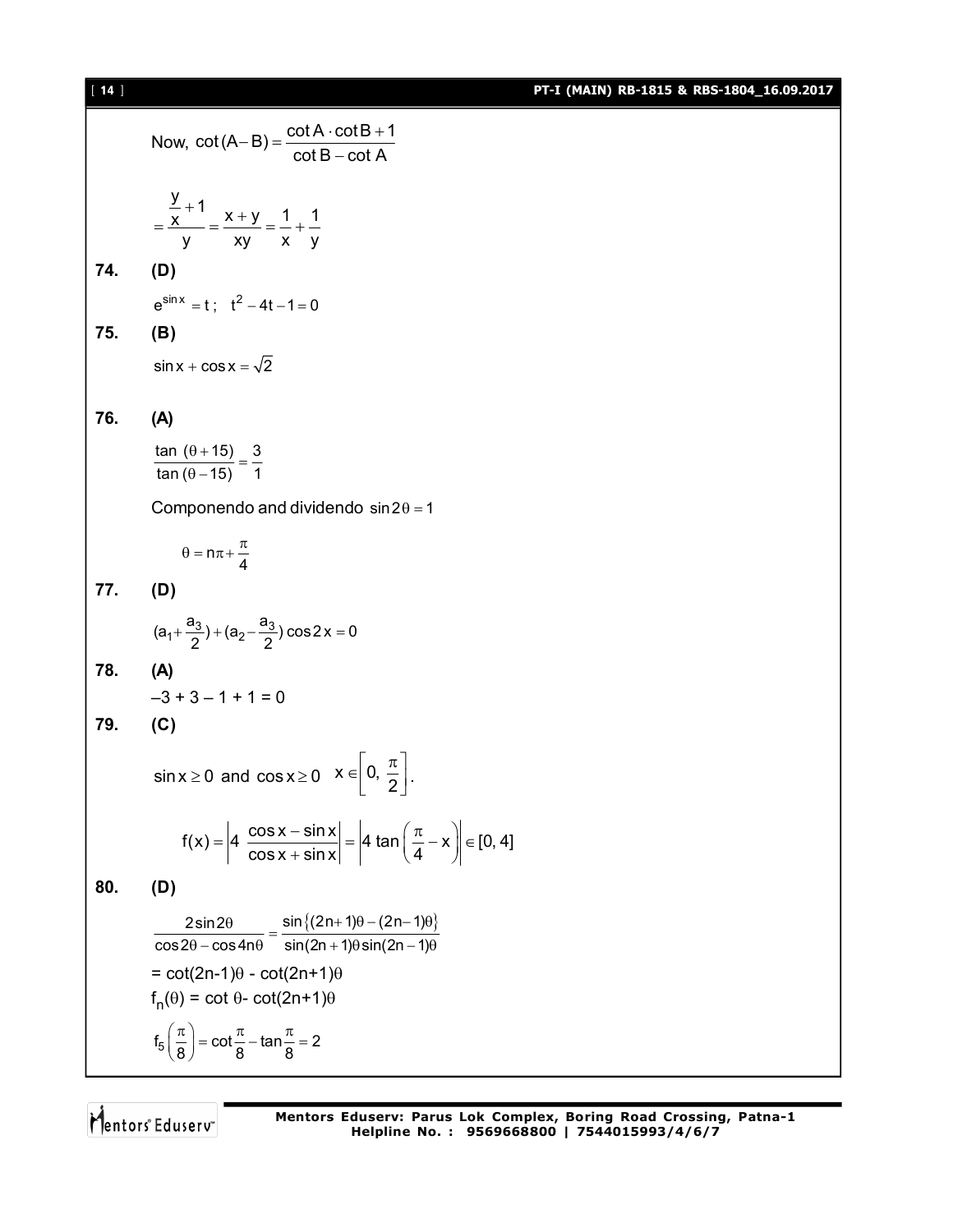Now, $\cot(A-B) = \dfrac{\cot A \cdot \cot B + 1}{\cot B - \cot A}$

$$= \frac{\frac{y}{x}+1}{y} = \frac{x+y}{xy} = \frac{1}{x} + \frac{1}{y}$$

**74. (D)**

$e^{\sin x} = t$; $t^2 - 4t - 1 = 0$

**75. (B)**

$\sin x + \cos x = \sqrt{2}$

**76. (A)**

$\dfrac{\tan(\theta+15)}{\tan(\theta-15)} = \dfrac{3}{1}$

Componendo and dividendo $\sin 2\theta = 1$

$$\theta = n\pi + \frac{\pi}{4}$$

**77. (D)**

$(a_1 + \frac{a_3}{2}) + (a_2 - \frac{a_3}{2})\cos 2x = 0$

**78. (A)**

$-3 + 3 - 1 + 1 = 0$

**79. (C)**

$\sin x \geq 0$ and $\cos x \geq 0$ $\quad x \in \left[0, \dfrac{\pi}{2}\right]$.

$$f(x) = \left|4\ \frac{\cos x - \sin x}{\cos x + \sin x}\right| = \left|4 \tan\left(\frac{\pi}{4} - x\right)\right| \in [0, 4]$$

**80. (D)**

$$\frac{2\sin 2\theta}{\cos 2\theta - \cos 4n\theta} = \frac{\sin\{(2n+1)\theta - (2n-1)\theta\}}{\sin(2n+1)\theta \sin(2n-1)\theta}$$

$= \cot(2n-1)\theta - \cot(2n+1)\theta$

$f_n(\theta) = \cot\theta - \cot(2n+1)\theta$

$$f_5\left(\frac{\pi}{8}\right) = \cot\frac{\pi}{8} - \tan\frac{\pi}{8} = 2$$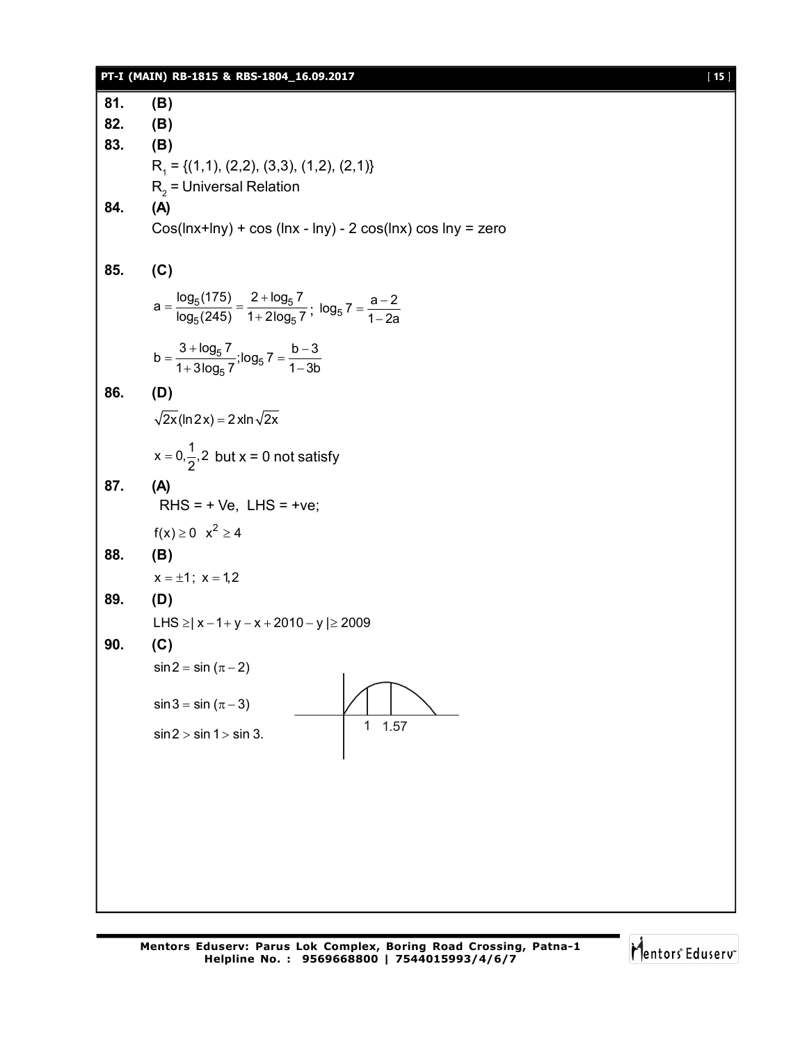**81.** **(B)**

**82.** **(B)**

**83.** **(B)**

$R_1$ = {(1,1), (2,2), (3,3), (1,2), (2,1)}

$R_2$ = Universal Relation

**84.** **(A)**

Cos(lnx+lny) + cos (lnx - lny) - 2 cos(lnx) cos lny = zero

**85.** **(C)**

$$a = \frac{\log_5(175)}{\log_5(245)} = \frac{2+\log_5 7}{1+2\log_5 7};\ \log_5 7 = \frac{a-2}{1-2a}$$

$$b = \frac{3+\log_5 7}{1+3\log_5 7}; \log_5 7 = \frac{b-3}{1-3b}$$

**86.** **(D)**

$\sqrt{2x}(\ln 2x) = 2x\ln\sqrt{2x}$

$x = 0, \frac{1}{2}, 2$ but x = 0 not satisfy

**87.** **(A)**

RHS = + Ve, LHS = +ve;

$f(x) \geq 0 \quad x^2 \geq 4$

**88.** **(B)**

$x = \pm 1;\ x = 1, 2$

**89.** **(D)**

$\text{LHS} \geq | x - 1 + y - x + 2010 - y | \geq 2009$

**90.** **(C)**

$\sin 2 = \sin(\pi - 2)$

$\sin 3 = \sin(\pi - 3)$

$\sin 2 > \sin 1 > \sin 3.$

1 1.57